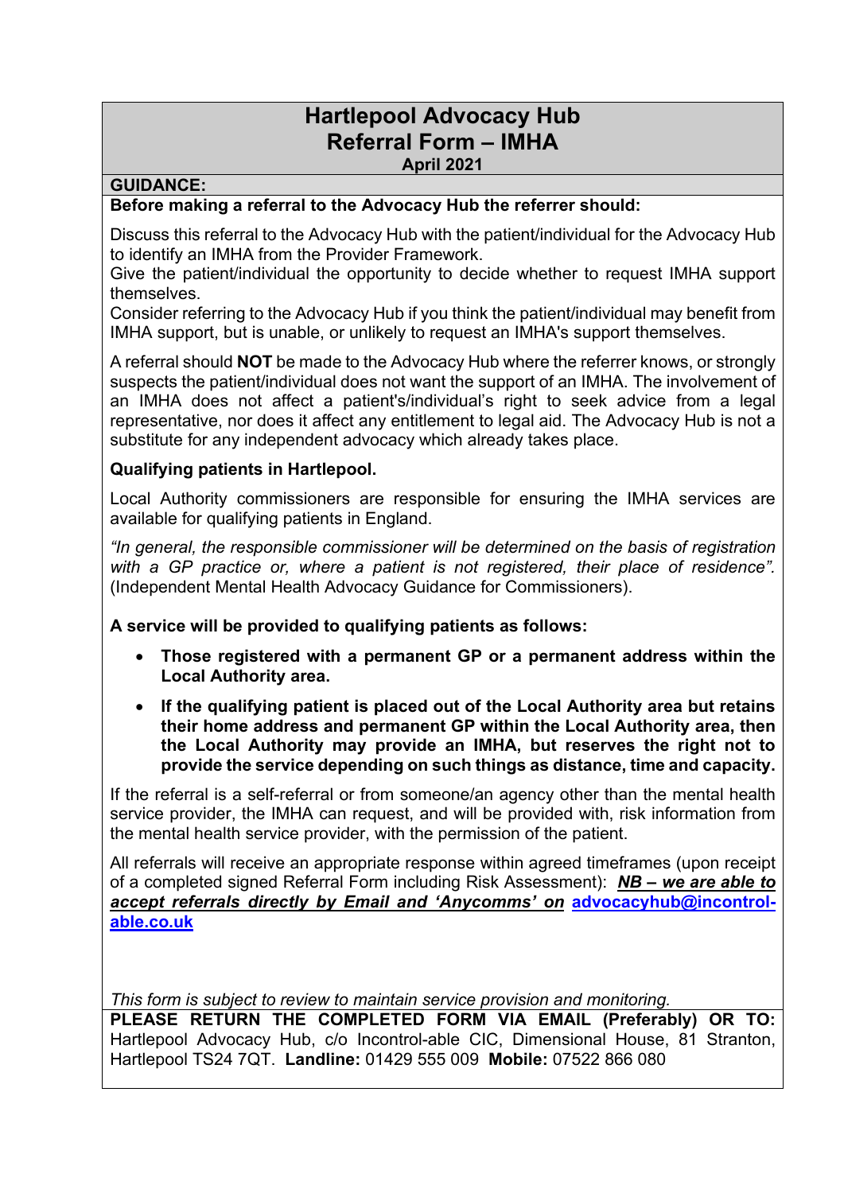# Hartlepool Advocacy Hub
# Referral Form – IMHA

**April 2021**

**GUIDANCE:**

**Before making a referral to the Advocacy Hub the referrer should:**

Discuss this referral to the Advocacy Hub with the patient/individual for the Advocacy Hub to identify an IMHA from the Provider Framework.
Give the patient/individual the opportunity to decide whether to request IMHA support themselves.
Consider referring to the Advocacy Hub if you think the patient/individual may benefit from IMHA support, but is unable, or unlikely to request an IMHA's support themselves.

A referral should **NOT** be made to the Advocacy Hub where the referrer knows, or strongly suspects the patient/individual does not want the support of an IMHA. The involvement of an IMHA does not affect a patient's/individual's right to seek advice from a legal representative, nor does it affect any entitlement to legal aid. The Advocacy Hub is not a substitute for any independent advocacy which already takes place.

**Qualifying patients in Hartlepool.**

Local Authority commissioners are responsible for ensuring the IMHA services are available for qualifying patients in England.

*"In general, the responsible commissioner will be determined on the basis of registration with a GP practice or, where a patient is not registered, their place of residence".* (Independent Mental Health Advocacy Guidance for Commissioners).

**A service will be provided to qualifying patients as follows:**

- **Those registered with a permanent GP or a permanent address within the Local Authority area.**
- **If the qualifying patient is placed out of the Local Authority area but retains their home address and permanent GP within the Local Authority area, then the Local Authority may provide an IMHA, but reserves the right not to provide the service depending on such things as distance, time and capacity.**

If the referral is a self-referral or from someone/an agency other than the mental health service provider, the IMHA can request, and will be provided with, risk information from the mental health service provider, with the permission of the patient.

All referrals will receive an appropriate response within agreed timeframes (upon receipt of a completed signed Referral Form including Risk Assessment): ***NB – we are able to accept referrals directly by Email and 'Anycomms' on*** **advocacyhub@incontrol-able.co.uk**

*This form is subject to review to maintain service provision and monitoring.*

**PLEASE RETURN THE COMPLETED FORM VIA EMAIL (Preferably) OR TO:** Hartlepool Advocacy Hub, c/o Incontrol-able CIC, Dimensional House, 81 Stranton, Hartlepool TS24 7QT. **Landline:** 01429 555 009 **Mobile:** 07522 866 080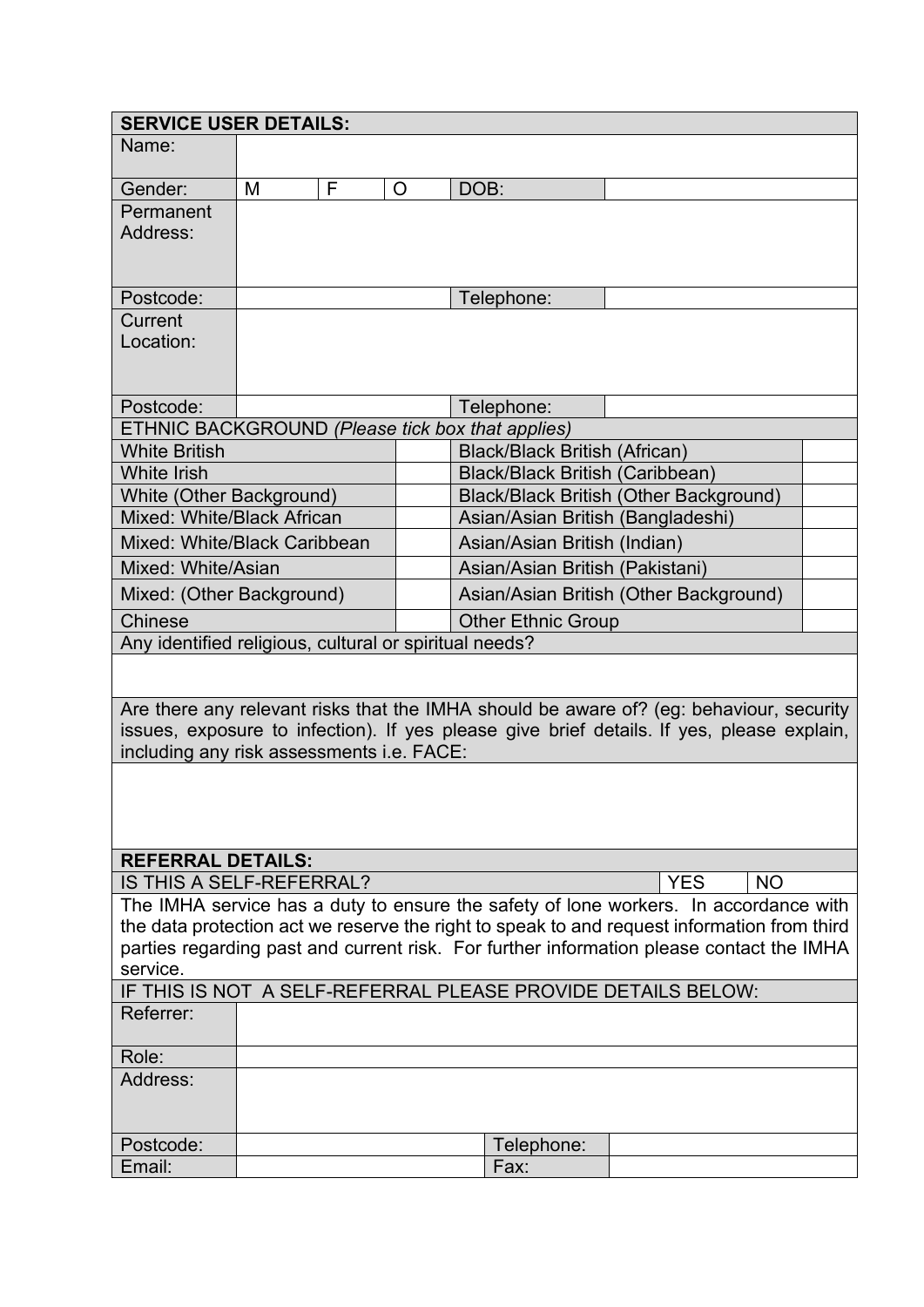| SERVICE USER DETAILS: | | | | | |
|---|---|---|---|---|---|
| Name: | | | | | |
| Gender: | M | F | O | DOB: | |
| Permanent Address: | | | | | |
| Postcode: | | | | Telephone: | |
| Current Location: | | | | | |
| Postcode: | | | | Telephone: | |

| ETHNIC BACKGROUND *(Please tick box that applies)* | | | |
|---|---|---|---|
| White British | | Black/Black British (African) | |
| White Irish | | Black/Black British (Caribbean) | |
| White (Other Background) | | Black/Black British (Other Background) | |
| Mixed: White/Black African | | Asian/Asian British (Bangladeshi) | |
| Mixed: White/Black Caribbean | | Asian/Asian British (Indian) | |
| Mixed: White/Asian | | Asian/Asian British (Pakistani) | |
| Mixed: (Other Background) | | Asian/Asian British (Other Background) | |
| Chinese | | Other Ethnic Group | |

| Any identified religious, cultural or spiritual needs? |
|---|
| |
| Are there any relevant risks that the IMHA should be aware of? (eg: behaviour, security issues, exposure to infection). If yes please give brief details. If yes, please explain, including any risk assessments i.e. FACE: |
| |

| REFERRAL DETAILS: | | |
|---|---|---|
| IS THIS A SELF-REFERRAL? | YES | NO |

The IMHA service has a duty to ensure the safety of lone workers. In accordance with the data protection act we reserve the right to speak to and request information from third parties regarding past and current risk. For further information please contact the IMHA service.

| IF THIS IS NOT A SELF-REFERRAL PLEASE PROVIDE DETAILS BELOW: | | | |
|---|---|---|---|
| Referrer: | | | |
| Role: | | | |
| Address: | | | |
| Postcode: | | Telephone: | |
| Email: | | Fax: | |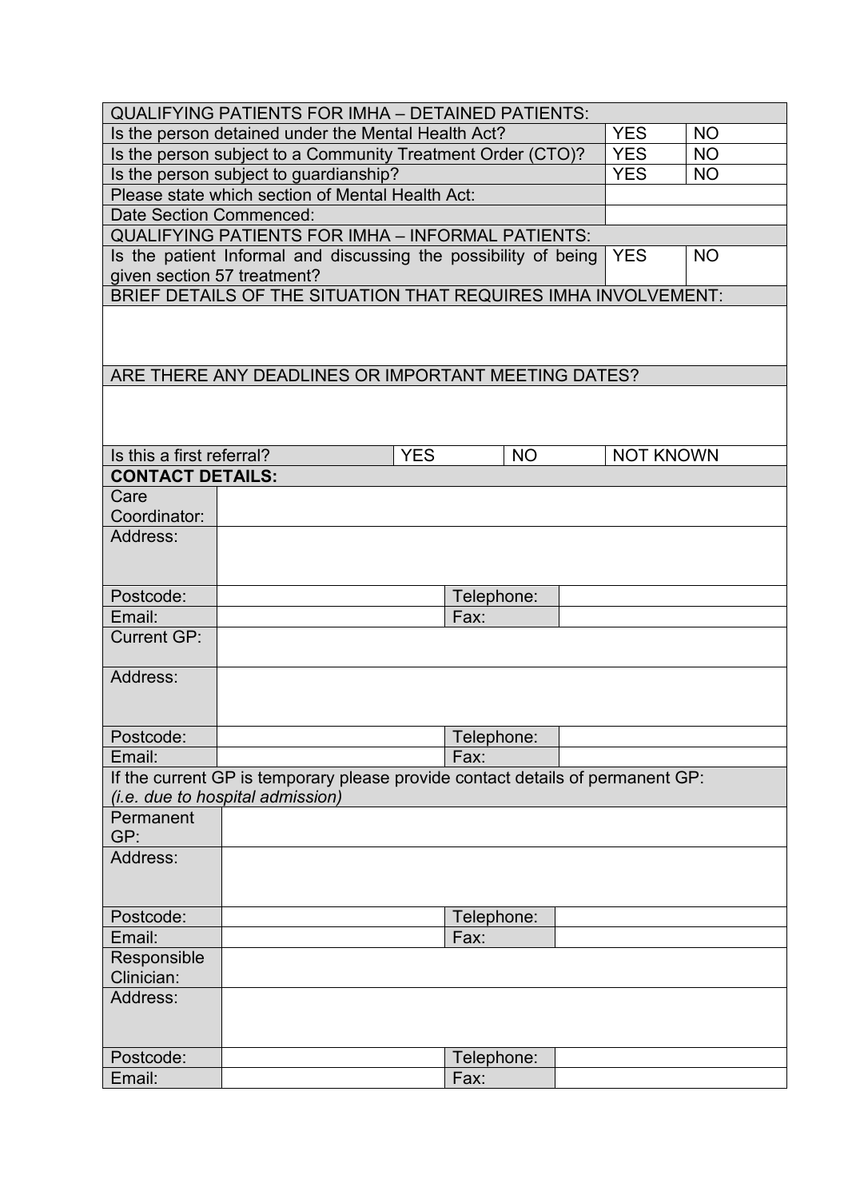| QUALIFYING PATIENTS FOR IMHA – DETAINED PATIENTS: | | |
|---|---|---|
| Is the person detained under the Mental Health Act? | YES | NO |
| Is the person subject to a Community Treatment Order (CTO)? | YES | NO |
| Is the person subject to guardianship? | YES | NO |
| Please state which section of Mental Health Act: | | |
| Date Section Commenced: | | |
| QUALIFYING PATIENTS FOR IMHA – INFORMAL PATIENTS: | | |
| Is the patient Informal and discussing the possibility of being given section 57 treatment? | YES | NO |
| BRIEF DETAILS OF THE SITUATION THAT REQUIRES IMHA INVOLVEMENT: | | |
| | | |
| ARE THERE ANY DEADLINES OR IMPORTANT MEETING DATES? | | |
| | | |

| Is this a first referral? | YES | NO | NOT KNOWN |
|---|---|---|---|

**CONTACT DETAILS:**

| Care Coordinator: | | | |
|---|---|---|---|
| Address: | | | |
| Postcode: | | Telephone: | |
| Email: | | Fax: | |
| Current GP: | | | |
| Address: | | | |
| Postcode: | | Telephone: | |
| Email: | | Fax: | |
| If the current GP is temporary please provide contact details of permanent GP: *(i.e. due to hospital admission)* | | | |
| Permanent GP: | | | |
| Address: | | | |
| Postcode: | | Telephone: | |
| Email: | | Fax: | |
| Responsible Clinician: | | | |
| Address: | | | |
| Postcode: | | Telephone: | |
| Email: | | Fax: | |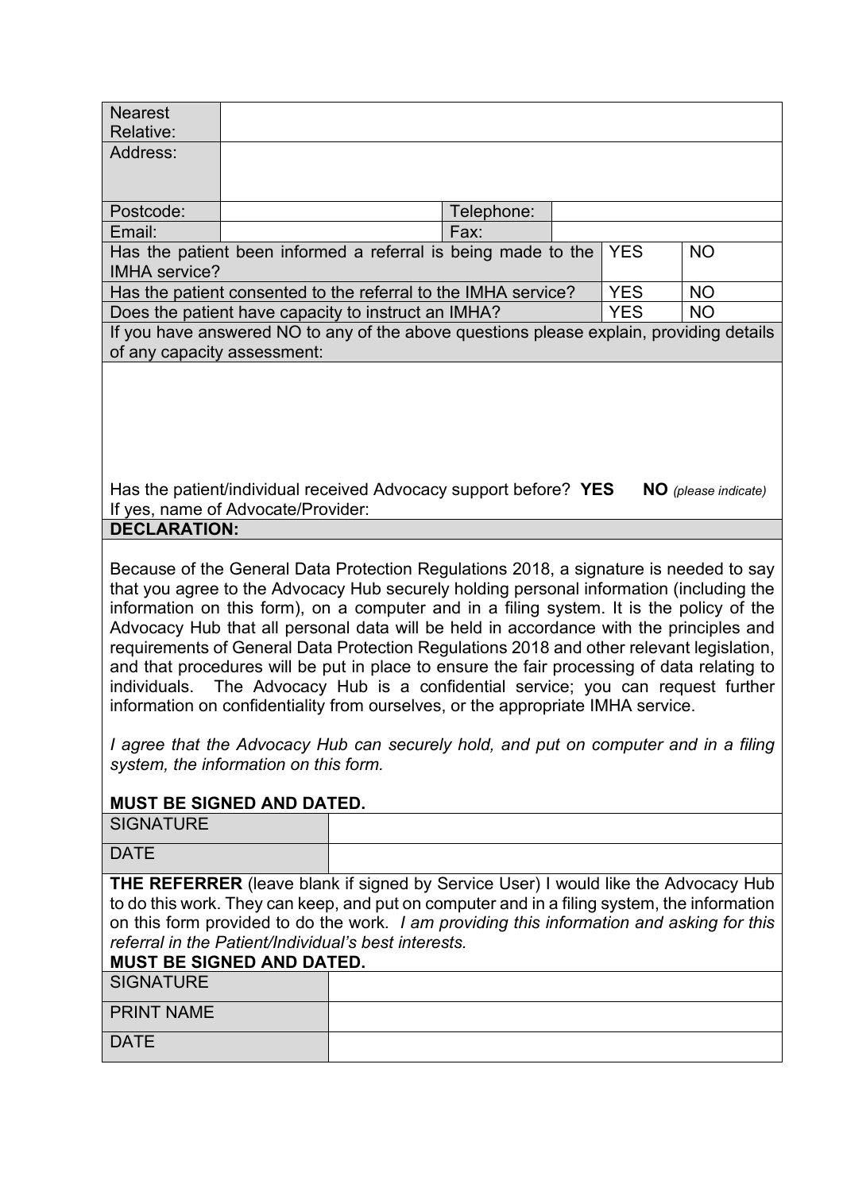| | | | |
|---|---|---|---|
| Nearest Relative: | | | |
| Address: | | | |
| Postcode: | | Telephone: | |
| Email: | | Fax: | |

| | | |
|---|---|---|
| Has the patient been informed a referral is being made to the IMHA service? | YES | NO |
| Has the patient consented to the referral to the IMHA service? | YES | NO |
| Does the patient have capacity to instruct an IMHA? | YES | NO |

If you have answered NO to any of the above questions please explain, providing details of any capacity assessment:

Has the patient/individual received Advocacy support before? **YES** **NO** *(please indicate)*
If yes, name of Advocate/Provider:

**DECLARATION:**

Because of the General Data Protection Regulations 2018, a signature is needed to say that you agree to the Advocacy Hub securely holding personal information (including the information on this form), on a computer and in a filing system. It is the policy of the Advocacy Hub that all personal data will be held in accordance with the principles and requirements of General Data Protection Regulations 2018 and other relevant legislation, and that procedures will be put in place to ensure the fair processing of data relating to individuals. The Advocacy Hub is a confidential service; you can request further information on confidentiality from ourselves, or the appropriate IMHA service.

*I agree that the Advocacy Hub can securely hold, and put on computer and in a filing system, the information on this form.*

**MUST BE SIGNED AND DATED.**

| | |
|---|---|
| SIGNATURE | |
| DATE | |

**THE REFERRER** (leave blank if signed by Service User) I would like the Advocacy Hub to do this work. They can keep, and put on computer and in a filing system, the information on this form provided to do the work. *I am providing this information and asking for this referral in the Patient/Individual's best interests.*

**MUST BE SIGNED AND DATED.**

| | |
|---|---|
| SIGNATURE | |
| PRINT NAME | |
| DATE | |